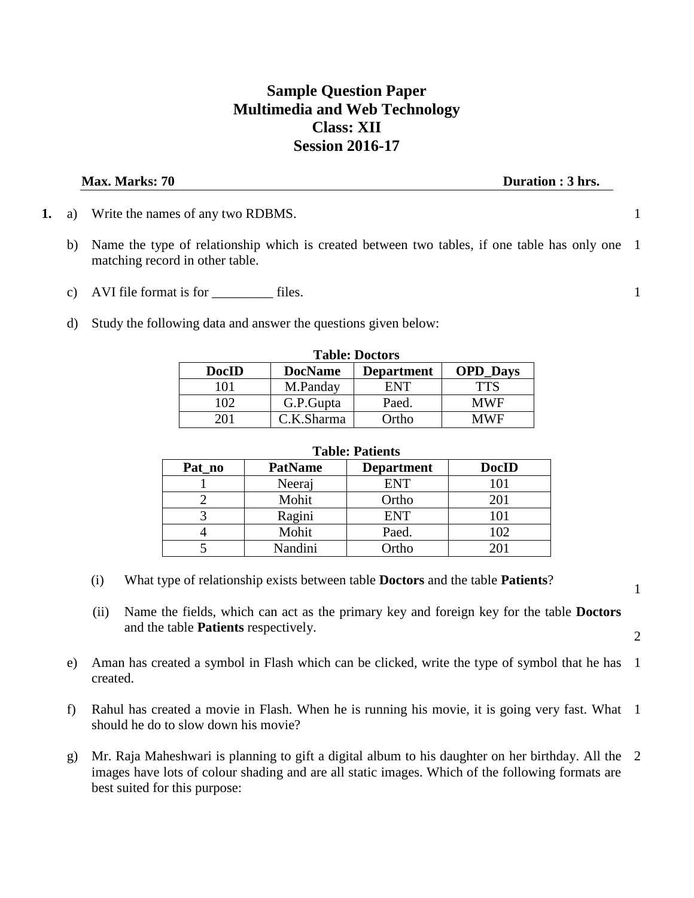# Sample Question Paper
# Multimedia and Web Technology
# Class: XII
# Session 2016-17

**Max. Marks: 70** **Duration : 3 hrs.**

**1.** a) Write the names of any two RDBMS. 1

b) Name the type of relationship which is created between two tables, if one table has only one matching record in other table. 1

c) AVI file format is for _________ files. 1

d) Study the following data and answer the questions given below:

**Table: Doctors**

| DocID | DocName | Department | OPD_Days |
|---|---|---|---|
| 101 | M.Panday | ENT | TTS |
| 102 | G.P.Gupta | Paed. | MWF |
| 201 | C.K.Sharma | Ortho | MWF |

**Table: Patients**

| Pat_no | PatName | Department | DocID |
|---|---|---|---|
| 1 | Neeraj | ENT | 101 |
| 2 | Mohit | Ortho | 201 |
| 3 | Ragini | ENT | 101 |
| 4 | Mohit | Paed. | 102 |
| 5 | Nandini | Ortho | 201 |

(i) What type of relationship exists between table **Doctors** and the table **Patients**? 1

(ii) Name the fields, which can act as the primary key and foreign key for the table **Doctors** and the table **Patients** respectively. 2

e) Aman has created a symbol in Flash which can be clicked, write the type of symbol that he has created. 1

f) Rahul has created a movie in Flash. When he is running his movie, it is going very fast. What should he do to slow down his movie? 1

g) Mr. Raja Maheshwari is planning to gift a digital album to his daughter on her birthday. All the images have lots of colour shading and are all static images. Which of the following formats are best suited for this purpose: 2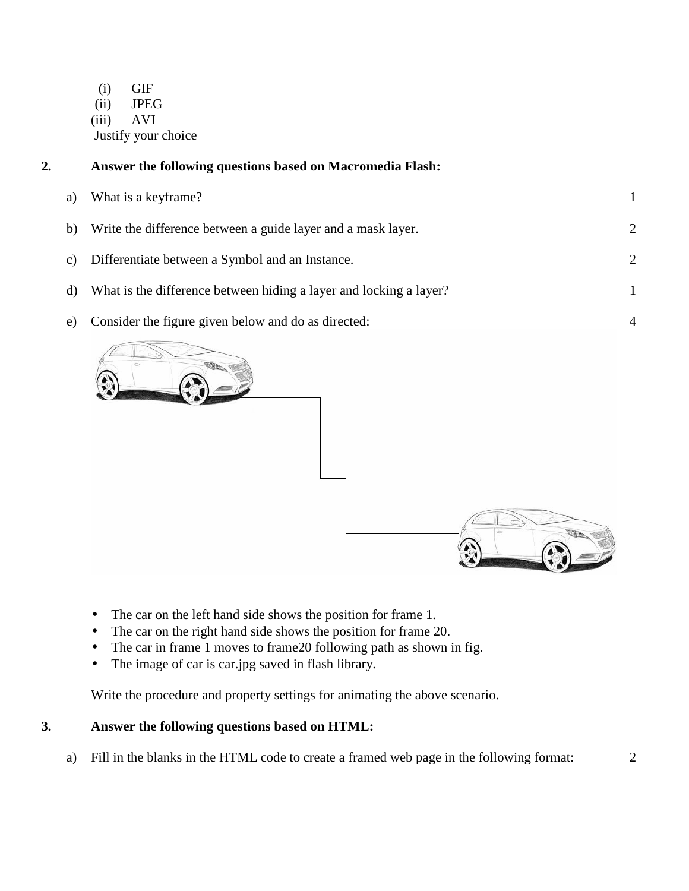(i) GIF
(ii) JPEG
(iii) AVI

Justify your choice

**2. Answer the following questions based on Macromedia Flash:**

a) What is a keyframe? 1

b) Write the difference between a guide layer and a mask layer. 2

c) Differentiate between a Symbol and an Instance. 2

d) What is the difference between hiding a layer and locking a layer? 1

e) Consider the figure given below and do as directed: 4

- The car on the left hand side shows the position for frame 1.
- The car on the right hand side shows the position for frame 20.
- The car in frame 1 moves to frame20 following path as shown in fig.
- The image of car is car.jpg saved in flash library.

Write the procedure and property settings for animating the above scenario.

**3. Answer the following questions based on HTML:**

a) Fill in the blanks in the HTML code to create a framed web page in the following format: 2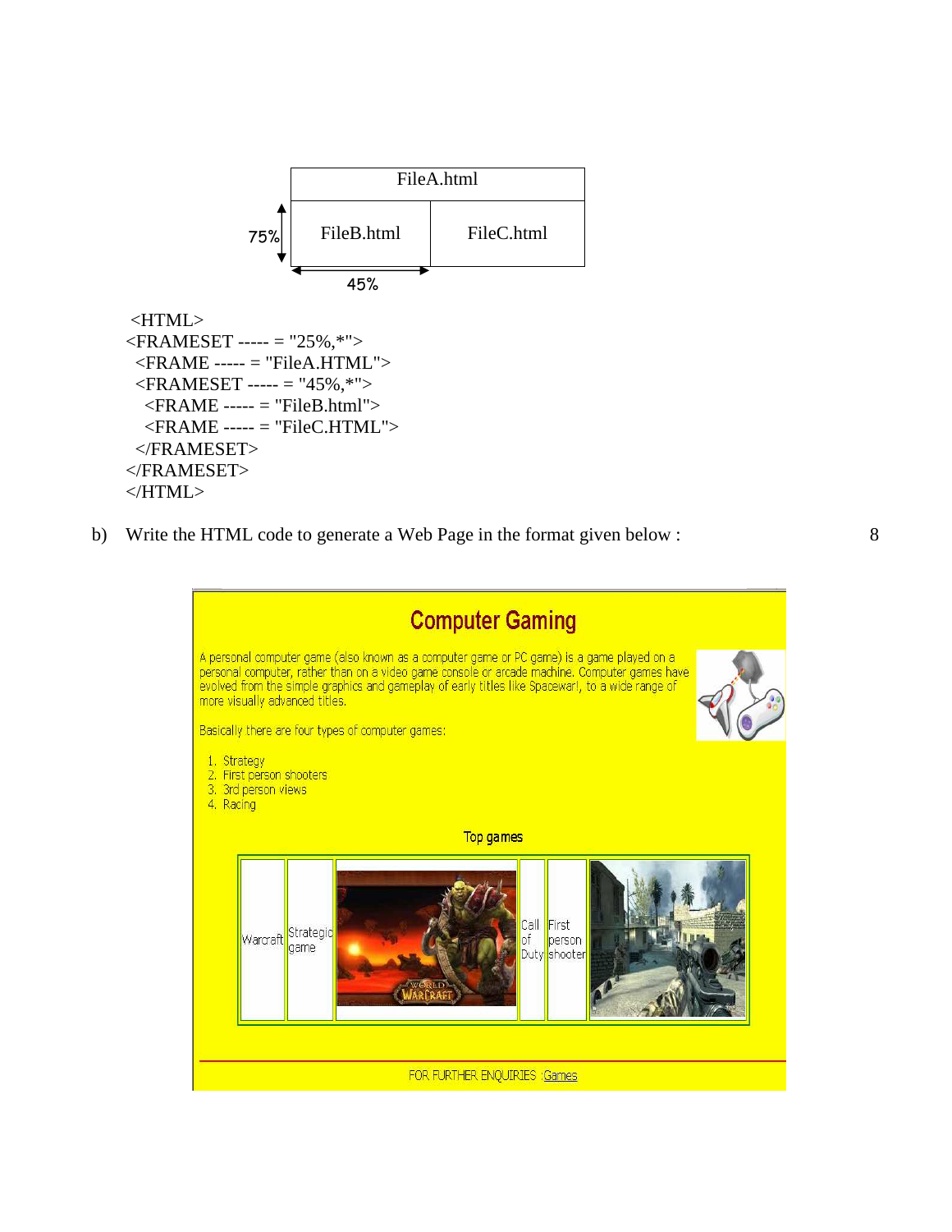| FileA.html | |
|---|---|
| FileB.html | FileC.html |

75% (height of FileA row region indicated) ; 45% (width of FileB)

```
<HTML>
<FRAMESET ----- = "25%,*">
 <FRAME ----- = "FileA.HTML">
 <FRAMESET ----- = "45%,*">
  <FRAME ----- = "FileB.html">
  <FRAME ----- = "FileC.HTML">
 </FRAMESET>
</FRAMESET>
</HTML>
```

b) Write the HTML code to generate a Web Page in the format given below : 8

**Computer Gaming**

A personal computer game (also known as a computer game or PC game) is a game played on a personal computer, rather than on a video game console or arcade machine. Computer games have evolved from the simple graphics and gameplay of early titles like Spacewar!, to a wide range of more visually advanced titles.

Basically there are four types of computer games:

1. Strategy
2. First person shooters
3. 3rd person views
4. Racing

Top games

| Warcraft | Strategic game | | Call of Duty | First person shooter | |
|---|---|---|---|---|---|

---

FOR FURTHER ENQUIRIES :Games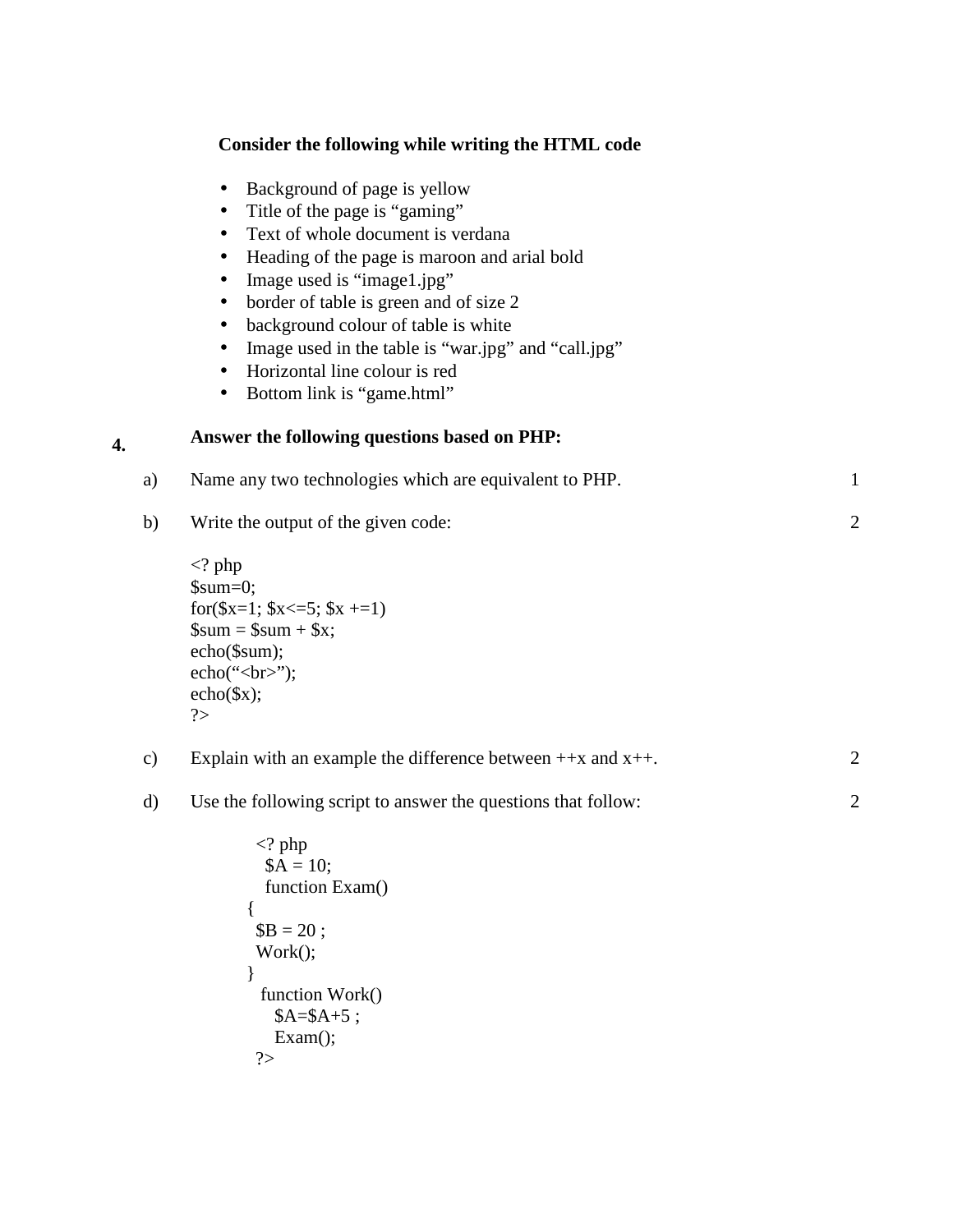**Consider the following while writing the HTML code**

- Background of page is yellow
- Title of the page is “gaming”
- Text of whole document is verdana
- Heading of the page is maroon and arial bold
- Image used is “image1.jpg”
- border of table is green and of size 2
- background colour of table is white
- Image used in the table is “war.jpg” and “call.jpg”
- Horizontal line colour is red
- Bottom link is “game.html”

**4. Answer the following questions based on PHP:**

a) Name any two technologies which are equivalent to PHP. 1

b) Write the output of the given code: 2

```
<? php
$sum=0;
for($x=1; $x<=5; $x +=1)
$sum = $sum + $x;
echo($sum);
echo("<br>");
echo($x);
?>
```

c) Explain with an example the difference between ++x and x++. 2

d) Use the following script to answer the questions that follow: 2

```
<? php
  $A = 10;
  function Exam()
{
 $B = 20 ;
 Work();
}
  function Work()
    $A=$A+5 ;
    Exam();
?>
```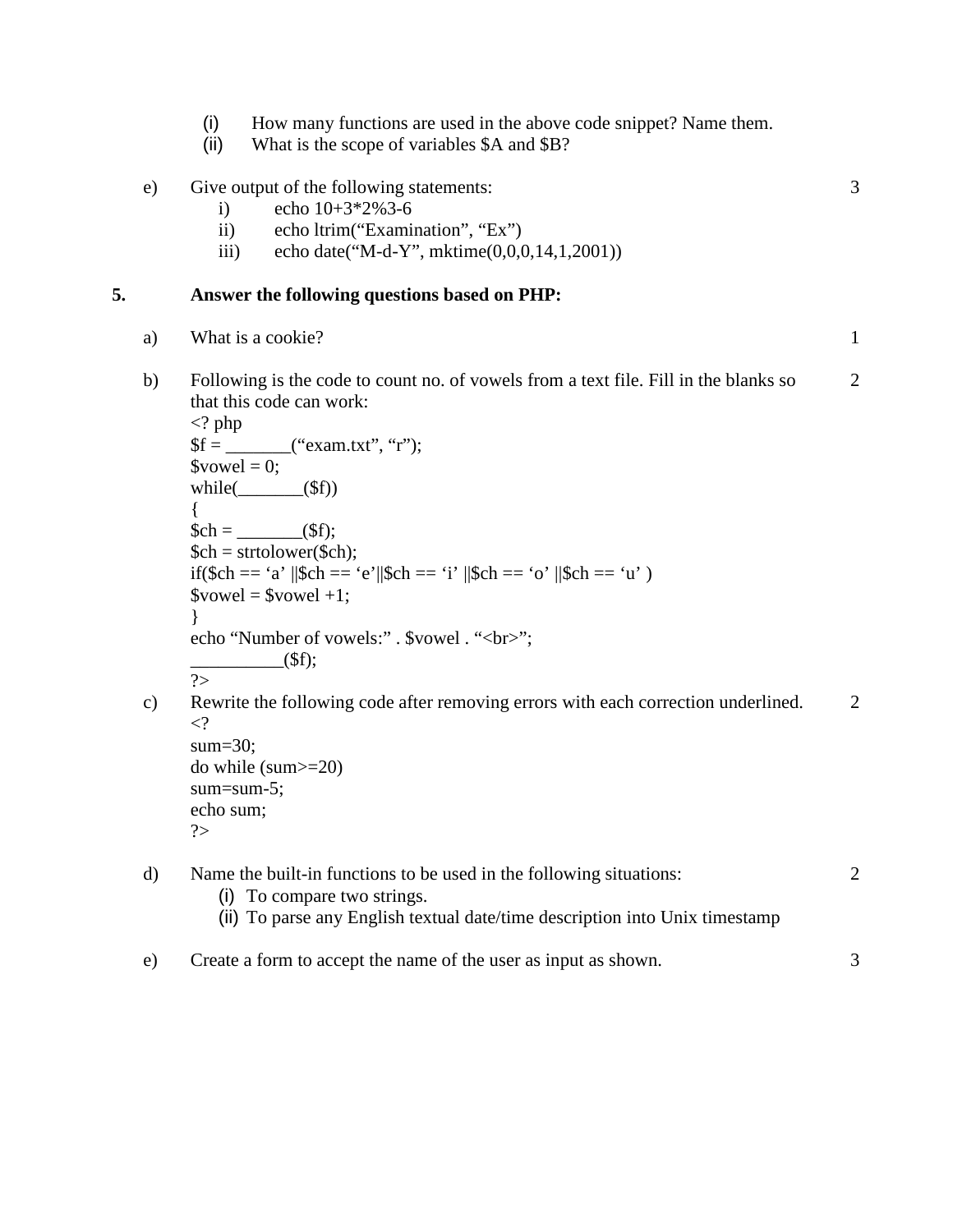(i) How many functions are used in the above code snippet? Name them.
(ii) What is the scope of variables $A and $B?

e) Give output of the following statements: 3

i) echo 10+3*2%3-6
ii) echo ltrim(“Examination”, “Ex”)
iii) echo date(“M-d-Y”, mktime(0,0,0,14,1,2001))

**5. Answer the following questions based on PHP:**

a) What is a cookie? 1

b) Following is the code to count no. of vowels from a text file. Fill in the blanks so that this code can work: 2

```
<? php
$f = _______(“exam.txt”, “r”);
$vowel = 0;
while(_______($f))
{
$ch = _______($f);
$ch = strtolower($ch);
if($ch == ‘a’ ||$ch == ‘e’||$ch == ‘i’ ||$ch == ‘o’ ||$ch == ‘u’ )
$vowel = $vowel +1;
}
echo “Number of vowels:” . $vowel . “<br>”;
_________($f);
?>
```

c) Rewrite the following code after removing errors with each correction underlined. 2

```
<?
sum=30;
do while (sum>=20)
sum=sum-5;
echo sum;
?>
```

d) Name the built-in functions to be used in the following situations: 2

(i) To compare two strings.
(ii) To parse any English textual date/time description into Unix timestamp

e) Create a form to accept the name of the user as input as shown. 3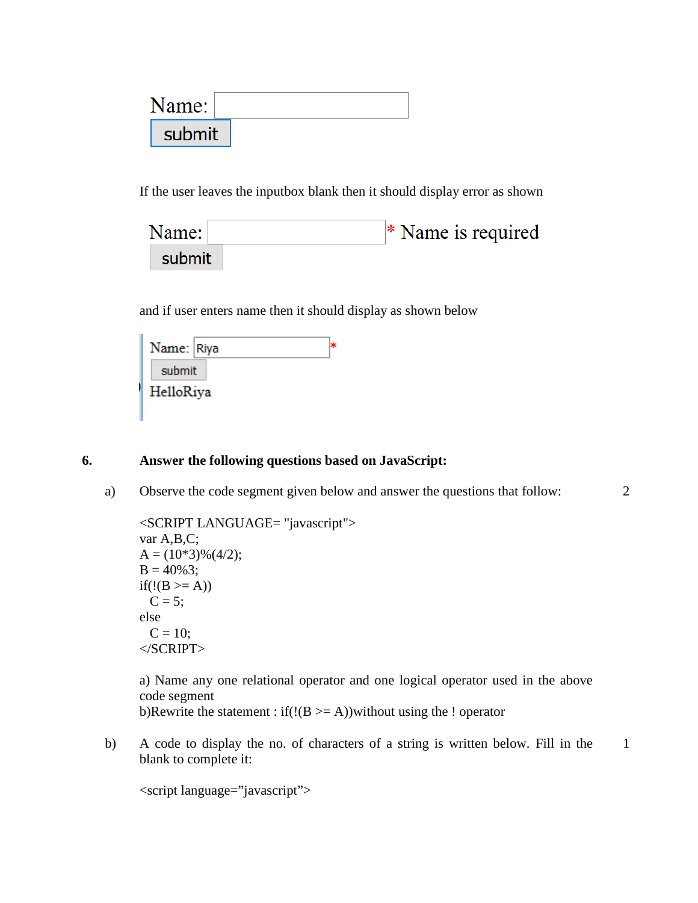Name: [ ]
submit

If the user leaves the inputbox blank then it should display error as shown

Name: [ ] * Name is required
submit

and if user enters name then it should display as shown below

Name: [Riya] *
submit
HelloRiya

**6. Answer the following questions based on JavaScript:**

a) Observe the code segment given below and answer the questions that follow: 2

```
<SCRIPT LANGUAGE= "javascript">
var A,B,C;
A = (10*3)%(4/2);
B = 40%3;
if(!(B >= A))
  C = 5;
else
  C = 10;
</SCRIPT>
```

a) Name any one relational operator and one logical operator used in the above code segment
b)Rewrite the statement : if(!(B >= A))without using the ! operator

b) A code to display the no. of characters of a string is written below. Fill in the blank to complete it: 1

```
<script language="javascript">
```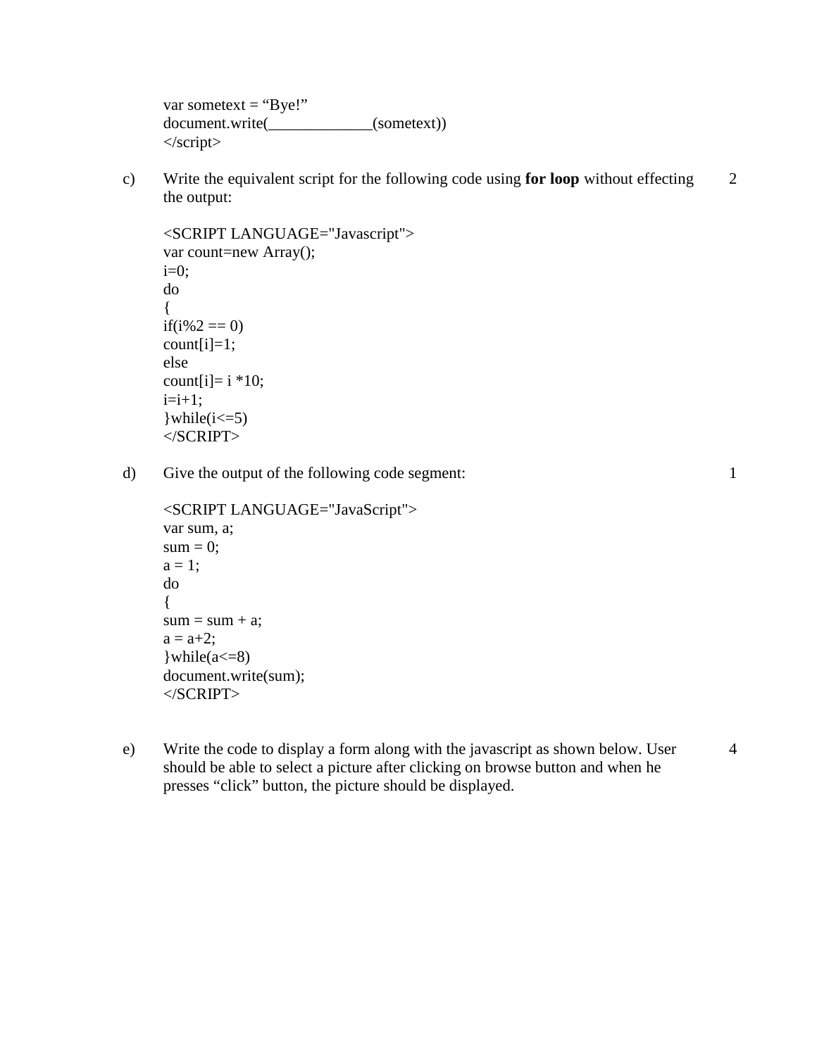```
var sometext = "Bye!"
document.write(_____________(sometext))
</script>
```

c) Write the equivalent script for the following code using **for loop** without effecting the output: 2

```
<SCRIPT LANGUAGE="Javascript">
var count=new Array();
i=0;
do
{
if(i%2 == 0)
count[i]=1;
else
count[i]= i *10;
i=i+1;
}while(i<=5)
</SCRIPT>
```

d) Give the output of the following code segment: 1

```
<SCRIPT LANGUAGE="JavaScript">
var sum, a;
sum = 0;
a = 1;
do
{
sum = sum + a;
a = a+2;
}while(a<=8)
document.write(sum);
</SCRIPT>
```

e) Write the code to display a form along with the javascript as shown below. User should be able to select a picture after clicking on browse button and when he presses "click" button, the picture should be displayed. 4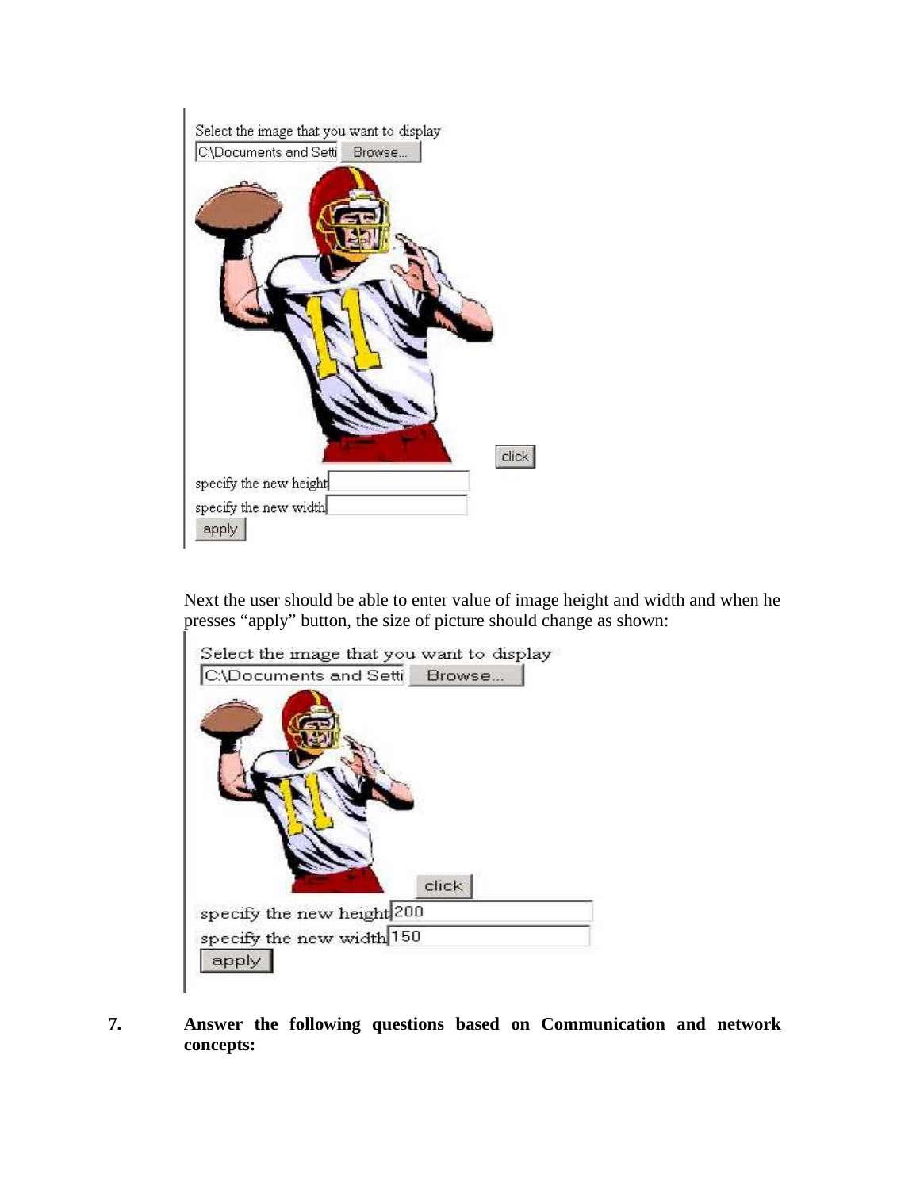Select the image that you want to display

C:\Documents and Setti Browse...

click

specify the new height

specify the new width

apply

Next the user should be able to enter value of image height and width and when he presses "apply" button, the size of picture should change as shown:

Select the image that you want to display

C:\Documents and Setti Browse...

click

specify the new height 200

specify the new width 150

apply

**7. Answer the following questions based on Communication and network concepts:**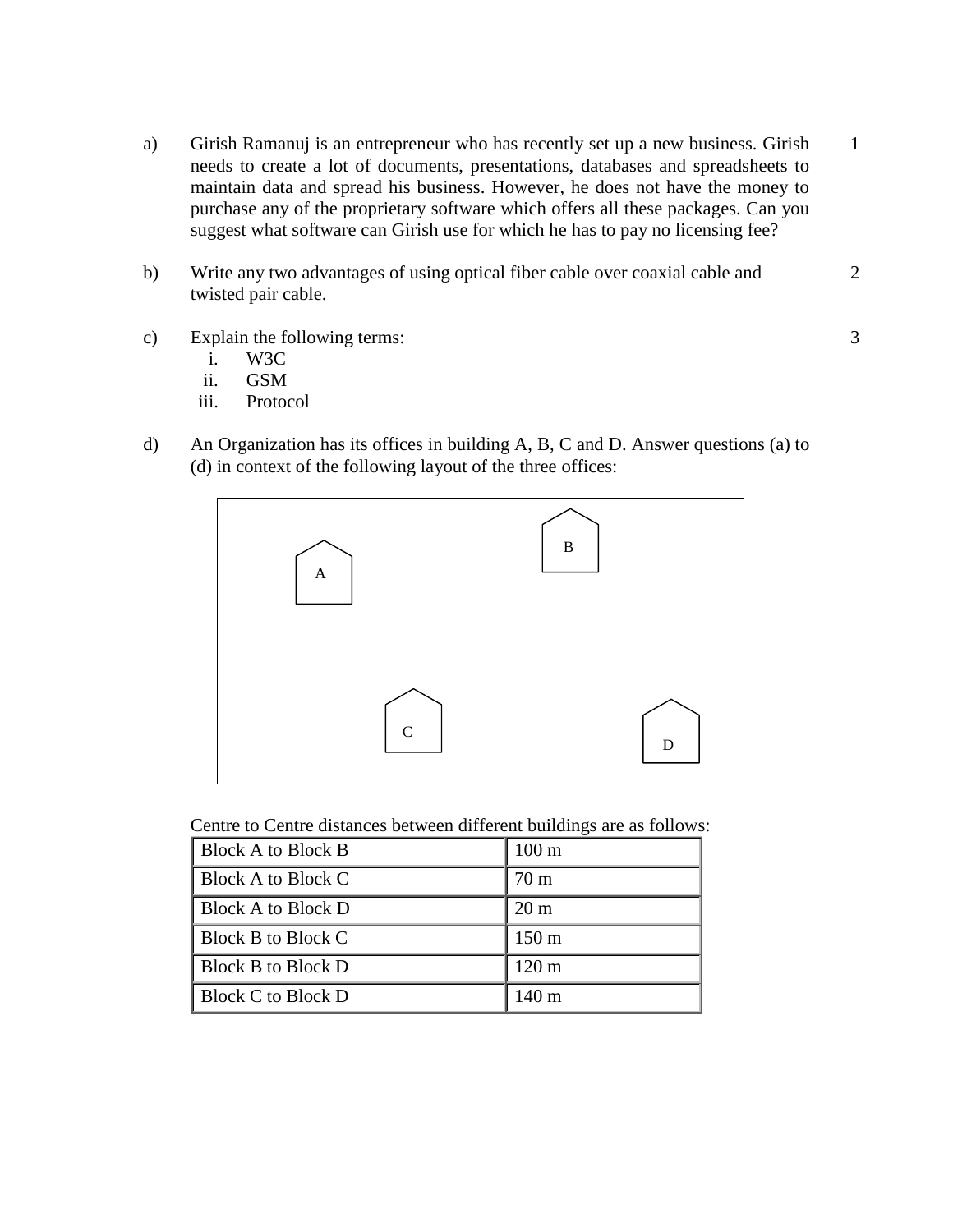a) Girish Ramanuj is an entrepreneur who has recently set up a new business. Girish needs to create a lot of documents, presentations, databases and spreadsheets to maintain data and spread his business. However, he does not have the money to purchase any of the proprietary software which offers all these packages. Can you suggest what software can Girish use for which he has to pay no licensing fee? 1

b) Write any two advantages of using optical fiber cable over coaxial cable and twisted pair cable. 2

c) Explain the following terms: 3

  i. W3C
  ii. GSM
  iii. Protocol

d) An Organization has its offices in building A, B, C and D. Answer questions (a) to (d) in context of the following layout of the three offices:

A B

C D

Centre to Centre distances between different buildings are as follows:

| Block A to Block B | 100 m |
|---|---|
| Block A to Block C | 70 m |
| Block A to Block D | 20 m |
| Block B to Block C | 150 m |
| Block B to Block D | 120 m |
| Block C to Block D | 140 m |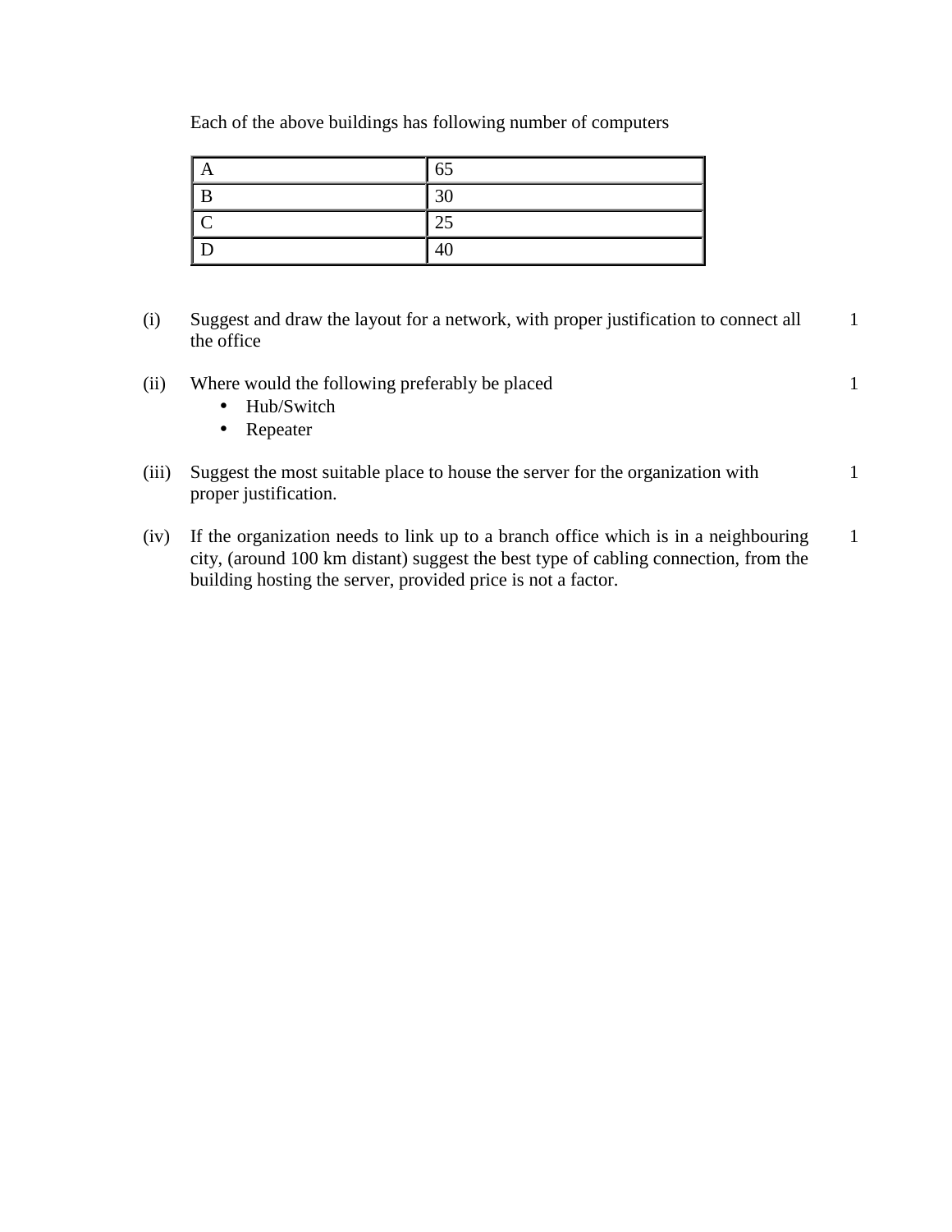Each of the above buildings has following number of computers

| | |
|---|---|
| A | 65 |
| B | 30 |
| C | 25 |
| D | 40 |

(i) Suggest and draw the layout for a network, with proper justification to connect all the office — 1

(ii) Where would the following preferably be placed — 1
- Hub/Switch
- Repeater

(iii) Suggest the most suitable place to house the server for the organization with proper justification. — 1

(iv) If the organization needs to link up to a branch office which is in a neighbouring city, (around 100 km distant) suggest the best type of cabling connection, from the building hosting the server, provided price is not a factor. — 1